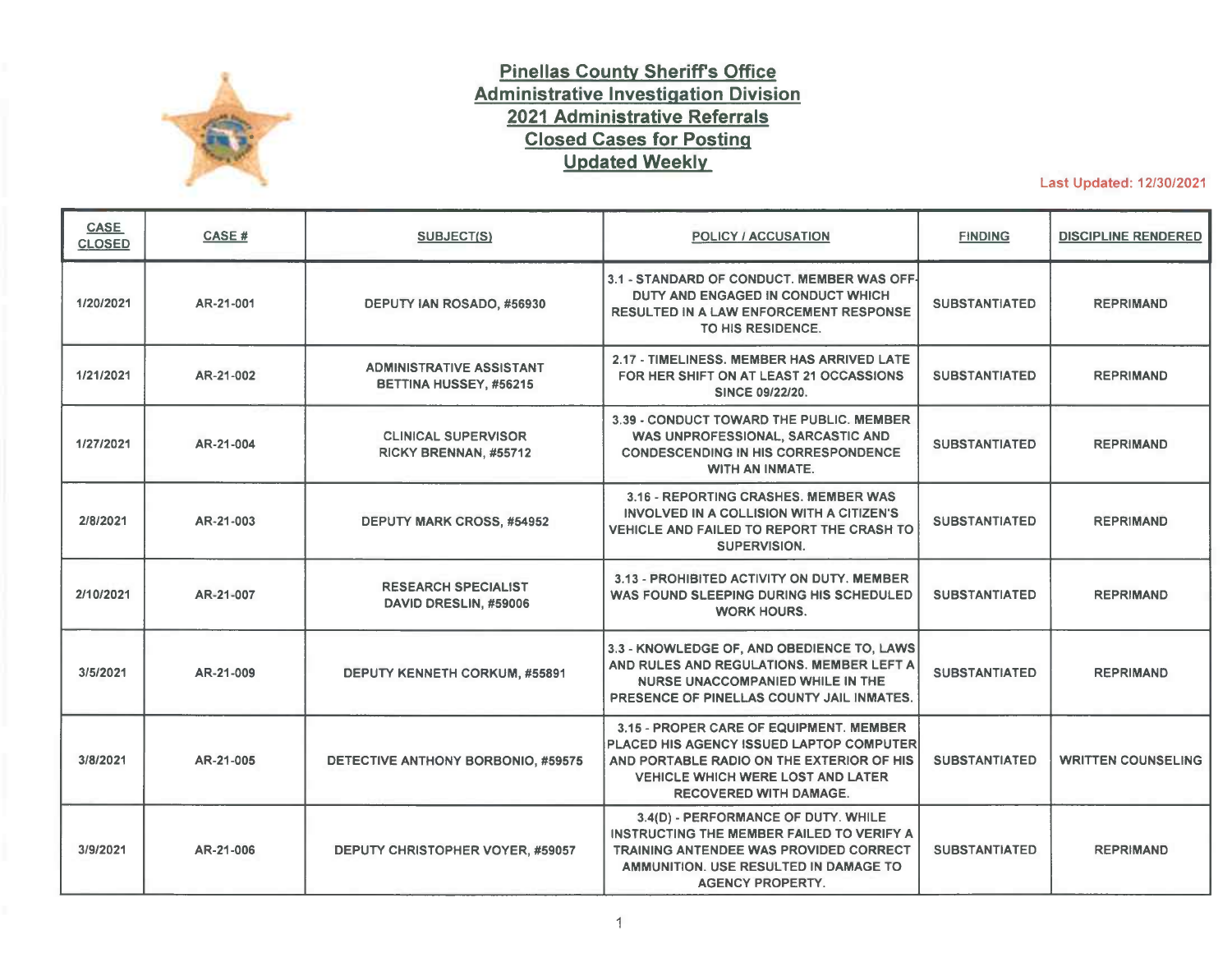# Pinellas County Sheriff's Office
## Administrative Investigation Division
## 2021 Administrative Referrals
## Closed Cases for Posting
## Updated Weekly

Last Updated: 12/30/2021

| CASE CLOSED | CASE # | SUBJECT(S) | POLICY / ACCUSATION | FINDING | DISCIPLINE RENDERED |
|---|---|---|---|---|---|
| 1/20/2021 | AR-21-001 | DEPUTY IAN ROSADO, #56930 | 3.1 - STANDARD OF CONDUCT. MEMBER WAS OFF-DUTY AND ENGAGED IN CONDUCT WHICH RESULTED IN A LAW ENFORCEMENT RESPONSE TO HIS RESIDENCE. | SUBSTANTIATED | REPRIMAND |
| 1/21/2021 | AR-21-002 | ADMINISTRATIVE ASSISTANT BETTINA HUSSEY, #56215 | 2.17 - TIMELINESS. MEMBER HAS ARRIVED LATE FOR HER SHIFT ON AT LEAST 21 OCCASSIONS SINCE 09/22/20. | SUBSTANTIATED | REPRIMAND |
| 1/27/2021 | AR-21-004 | CLINICAL SUPERVISOR RICKY BRENNAN, #55712 | 3.39 - CONDUCT TOWARD THE PUBLIC. MEMBER WAS UNPROFESSIONAL, SARCASTIC AND CONDESCENDING IN HIS CORRESPONDENCE WITH AN INMATE. | SUBSTANTIATED | REPRIMAND |
| 2/8/2021 | AR-21-003 | DEPUTY MARK CROSS, #54952 | 3.16 - REPORTING CRASHES. MEMBER WAS INVOLVED IN A COLLISION WITH A CITIZEN'S VEHICLE AND FAILED TO REPORT THE CRASH TO SUPERVISION. | SUBSTANTIATED | REPRIMAND |
| 2/10/2021 | AR-21-007 | RESEARCH SPECIALIST DAVID DRESLIN, #59006 | 3.13 - PROHIBITED ACTIVITY ON DUTY. MEMBER WAS FOUND SLEEPING DURING HIS SCHEDULED WORK HOURS. | SUBSTANTIATED | REPRIMAND |
| 3/5/2021 | AR-21-009 | DEPUTY KENNETH CORKUM, #55891 | 3.3 - KNOWLEDGE OF, AND OBEDIENCE TO, LAWS AND RULES AND REGULATIONS. MEMBER LEFT A NURSE UNACCOMPANIED WHILE IN THE PRESENCE OF PINELLAS COUNTY JAIL INMATES. | SUBSTANTIATED | REPRIMAND |
| 3/8/2021 | AR-21-005 | DETECTIVE ANTHONY BORBONIO, #59575 | 3.15 - PROPER CARE OF EQUIPMENT. MEMBER PLACED HIS AGENCY ISSUED LAPTOP COMPUTER AND PORTABLE RADIO ON THE EXTERIOR OF HIS VEHICLE WHICH WERE LOST AND LATER RECOVERED WITH DAMAGE. | SUBSTANTIATED | WRITTEN COUNSELING |
| 3/9/2021 | AR-21-006 | DEPUTY CHRISTOPHER VOYER, #59057 | 3.4(D) - PERFORMANCE OF DUTY. WHILE INSTRUCTING THE MEMBER FAILED TO VERIFY A TRAINING ANTENDEE WAS PROVIDED CORRECT AMMUNITION. USE RESULTED IN DAMAGE TO AGENCY PROPERTY. | SUBSTANTIATED | REPRIMAND |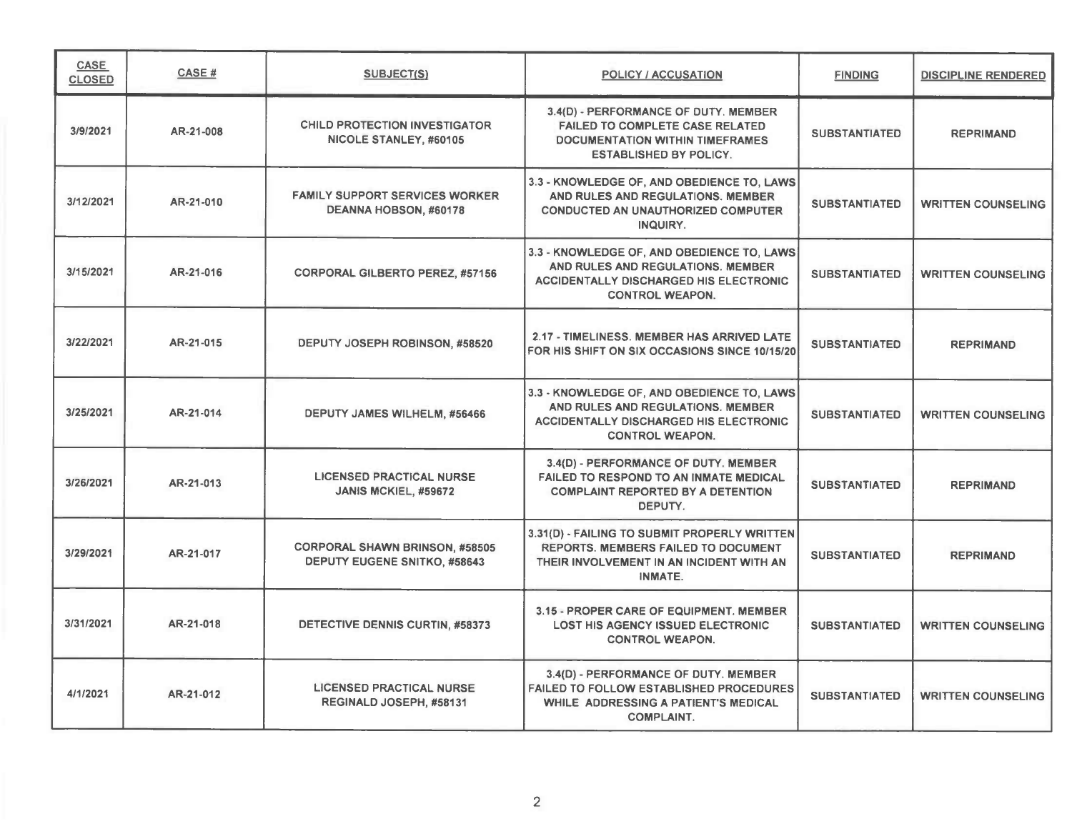| CASE CLOSED | CASE # | SUBJECT(S) | POLICY / ACCUSATION | FINDING | DISCIPLINE RENDERED |
|---|---|---|---|---|---|
| 3/9/2021 | AR-21-008 | CHILD PROTECTION INVESTIGATOR NICOLE STANLEY, #60105 | 3.4(D) - PERFORMANCE OF DUTY. MEMBER FAILED TO COMPLETE CASE RELATED DOCUMENTATION WITHIN TIMEFRAMES ESTABLISHED BY POLICY. | SUBSTANTIATED | REPRIMAND |
| 3/12/2021 | AR-21-010 | FAMILY SUPPORT SERVICES WORKER DEANNA HOBSON, #60178 | 3.3 - KNOWLEDGE OF, AND OBEDIENCE TO, LAWS AND RULES AND REGULATIONS. MEMBER CONDUCTED AN UNAUTHORIZED COMPUTER INQUIRY. | SUBSTANTIATED | WRITTEN COUNSELING |
| 3/15/2021 | AR-21-016 | CORPORAL GILBERTO PEREZ, #57156 | 3.3 - KNOWLEDGE OF, AND OBEDIENCE TO, LAWS AND RULES AND REGULATIONS. MEMBER ACCIDENTALLY DISCHARGED HIS ELECTRONIC CONTROL WEAPON. | SUBSTANTIATED | WRITTEN COUNSELING |
| 3/22/2021 | AR-21-015 | DEPUTY JOSEPH ROBINSON, #58520 | 2.17 - TIMELINESS. MEMBER HAS ARRIVED LATE FOR HIS SHIFT ON SIX OCCASIONS SINCE 10/15/20 | SUBSTANTIATED | REPRIMAND |
| 3/25/2021 | AR-21-014 | DEPUTY JAMES WILHELM, #56466 | 3.3 - KNOWLEDGE OF, AND OBEDIENCE TO, LAWS AND RULES AND REGULATIONS. MEMBER ACCIDENTALLY DISCHARGED HIS ELECTRONIC CONTROL WEAPON. | SUBSTANTIATED | WRITTEN COUNSELING |
| 3/26/2021 | AR-21-013 | LICENSED PRACTICAL NURSE JANIS MCKIEL, #59672 | 3.4(D) - PERFORMANCE OF DUTY. MEMBER FAILED TO RESPOND TO AN INMATE MEDICAL COMPLAINT REPORTED BY A DETENTION DEPUTY. | SUBSTANTIATED | REPRIMAND |
| 3/29/2021 | AR-21-017 | CORPORAL SHAWN BRINSON, #58505 DEPUTY EUGENE SNITKO, #58643 | 3.31(D) - FAILING TO SUBMIT PROPERLY WRITTEN REPORTS. MEMBERS FAILED TO DOCUMENT THEIR INVOLVEMENT IN AN INCIDENT WITH AN INMATE. | SUBSTANTIATED | REPRIMAND |
| 3/31/2021 | AR-21-018 | DETECTIVE DENNIS CURTIN, #58373 | 3.15 - PROPER CARE OF EQUIPMENT. MEMBER LOST HIS AGENCY ISSUED ELECTRONIC CONTROL WEAPON. | SUBSTANTIATED | WRITTEN COUNSELING |
| 4/1/2021 | AR-21-012 | LICENSED PRACTICAL NURSE REGINALD JOSEPH, #58131 | 3.4(D) - PERFORMANCE OF DUTY. MEMBER FAILED TO FOLLOW ESTABLISHED PROCEDURES WHILE ADDRESSING A PATIENT'S MEDICAL COMPLAINT. | SUBSTANTIATED | WRITTEN COUNSELING |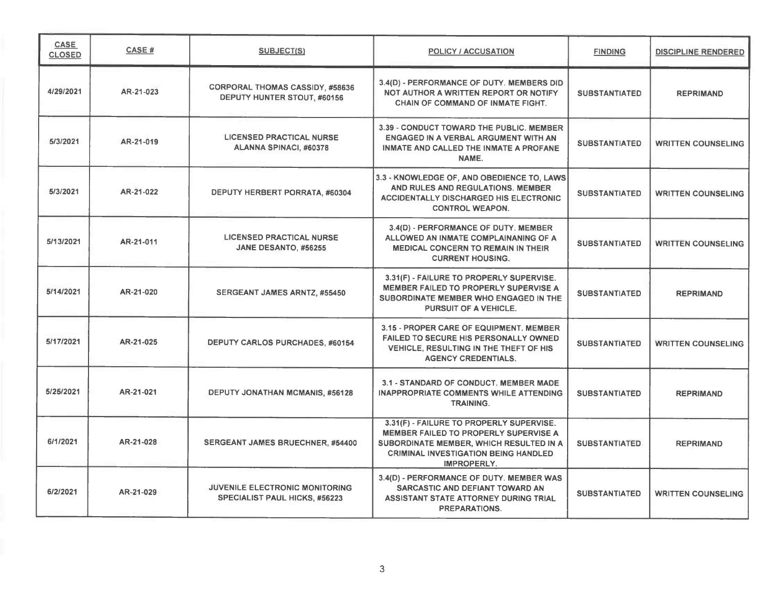| CASE CLOSED | CASE # | SUBJECT(S) | POLICY / ACCUSATION | FINDING | DISCIPLINE RENDERED |
|---|---|---|---|---|---|
| 4/29/2021 | AR-21-023 | CORPORAL THOMAS CASSIDY, #58636<br>DEPUTY HUNTER STOUT, #60156 | 3.4(D) - PERFORMANCE OF DUTY. MEMBERS DID NOT AUTHOR A WRITTEN REPORT OR NOTIFY CHAIN OF COMMAND OF INMATE FIGHT. | SUBSTANTIATED | REPRIMAND |
| 5/3/2021 | AR-21-019 | LICENSED PRACTICAL NURSE<br>ALANNA SPINACI, #60378 | 3.39 - CONDUCT TOWARD THE PUBLIC. MEMBER ENGAGED IN A VERBAL ARGUMENT WITH AN INMATE AND CALLED THE INMATE A PROFANE NAME. | SUBSTANTIATED | WRITTEN COUNSELING |
| 5/3/2021 | AR-21-022 | DEPUTY HERBERT PORRATA, #60304 | 3.3 - KNOWLEDGE OF, AND OBEDIENCE TO, LAWS AND RULES AND REGULATIONS. MEMBER ACCIDENTALLY DISCHARGED HIS ELECTRONIC CONTROL WEAPON. | SUBSTANTIATED | WRITTEN COUNSELING |
| 5/13/2021 | AR-21-011 | LICENSED PRACTICAL NURSE<br>JANE DESANTO, #56255 | 3.4(D) - PERFORMANCE OF DUTY. MEMBER ALLOWED AN INMATE COMPLAINANING OF A MEDICAL CONCERN TO REMAIN IN THEIR CURRENT HOUSING. | SUBSTANTIATED | WRITTEN COUNSELING |
| 5/14/2021 | AR-21-020 | SERGEANT JAMES ARNTZ, #55450 | 3.31(F) - FAILURE TO PROPERLY SUPERVISE. MEMBER FAILED TO PROPERLY SUPERVISE A SUBORDINATE MEMBER WHO ENGAGED IN THE PURSUIT OF A VEHICLE. | SUBSTANTIATED | REPRIMAND |
| 5/17/2021 | AR-21-025 | DEPUTY CARLOS PURCHADES, #60154 | 3.15 - PROPER CARE OF EQUIPMENT. MEMBER FAILED TO SECURE HIS PERSONALLY OWNED VEHICLE, RESULTING IN THE THEFT OF HIS AGENCY CREDENTIALS. | SUBSTANTIATED | WRITTEN COUNSELING |
| 5/25/2021 | AR-21-021 | DEPUTY JONATHAN MCMANIS, #56128 | 3.1 - STANDARD OF CONDUCT. MEMBER MADE INAPPROPRIATE COMMENTS WHILE ATTENDING TRAINING. | SUBSTANTIATED | REPRIMAND |
| 6/1/2021 | AR-21-028 | SERGEANT JAMES BRUECHNER, #54400 | 3.31(F) - FAILURE TO PROPERLY SUPERVISE. MEMBER FAILED TO PROPERLY SUPERVISE A SUBORDINATE MEMBER, WHICH RESULTED IN A CRIMINAL INVESTIGATION BEING HANDLED IMPROPERLY. | SUBSTANTIATED | REPRIMAND |
| 6/2/2021 | AR-21-029 | JUVENILE ELECTRONIC MONITORING SPECIALIST PAUL HICKS, #56223 | 3.4(D) - PERFORMANCE OF DUTY. MEMBER WAS SARCASTIC AND DEFIANT TOWARD AN ASSISTANT STATE ATTORNEY DURING TRIAL PREPARATIONS. | SUBSTANTIATED | WRITTEN COUNSELING |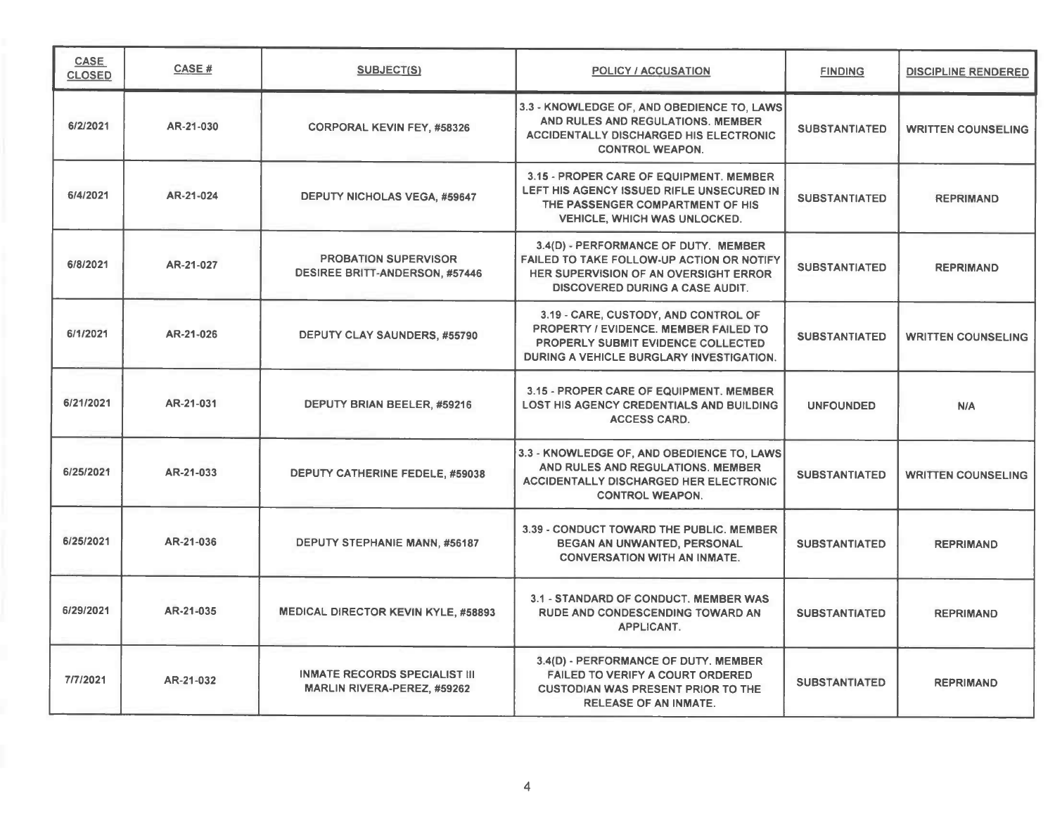| CASE CLOSED | CASE # | SUBJECT(S) | POLICY / ACCUSATION | FINDING | DISCIPLINE RENDERED |
|---|---|---|---|---|---|
| 6/2/2021 | AR-21-030 | CORPORAL KEVIN FEY, #58326 | 3.3 - KNOWLEDGE OF, AND OBEDIENCE TO, LAWS AND RULES AND REGULATIONS. MEMBER ACCIDENTALLY DISCHARGED HIS ELECTRONIC CONTROL WEAPON. | SUBSTANTIATED | WRITTEN COUNSELING |
| 6/4/2021 | AR-21-024 | DEPUTY NICHOLAS VEGA, #59647 | 3.15 - PROPER CARE OF EQUIPMENT. MEMBER LEFT HIS AGENCY ISSUED RIFLE UNSECURED IN THE PASSENGER COMPARTMENT OF HIS VEHICLE, WHICH WAS UNLOCKED. | SUBSTANTIATED | REPRIMAND |
| 6/8/2021 | AR-21-027 | PROBATION SUPERVISOR DESIREE BRITT-ANDERSON, #57446 | 3.4(D) - PERFORMANCE OF DUTY. MEMBER FAILED TO TAKE FOLLOW-UP ACTION OR NOTIFY HER SUPERVISION OF AN OVERSIGHT ERROR DISCOVERED DURING A CASE AUDIT. | SUBSTANTIATED | REPRIMAND |
| 6/1/2021 | AR-21-026 | DEPUTY CLAY SAUNDERS, #55790 | 3.19 - CARE, CUSTODY, AND CONTROL OF PROPERTY / EVIDENCE. MEMBER FAILED TO PROPERLY SUBMIT EVIDENCE COLLECTED DURING A VEHICLE BURGLARY INVESTIGATION. | SUBSTANTIATED | WRITTEN COUNSELING |
| 6/21/2021 | AR-21-031 | DEPUTY BRIAN BEELER, #59216 | 3.15 - PROPER CARE OF EQUIPMENT. MEMBER LOST HIS AGENCY CREDENTIALS AND BUILDING ACCESS CARD. | UNFOUNDED | N/A |
| 6/25/2021 | AR-21-033 | DEPUTY CATHERINE FEDELE, #59038 | 3.3 - KNOWLEDGE OF, AND OBEDIENCE TO, LAWS AND RULES AND REGULATIONS. MEMBER ACCIDENTALLY DISCHARGED HER ELECTRONIC CONTROL WEAPON. | SUBSTANTIATED | WRITTEN COUNSELING |
| 6/25/2021 | AR-21-036 | DEPUTY STEPHANIE MANN, #56187 | 3.39 - CONDUCT TOWARD THE PUBLIC. MEMBER BEGAN AN UNWANTED, PERSONAL CONVERSATION WITH AN INMATE. | SUBSTANTIATED | REPRIMAND |
| 6/29/2021 | AR-21-035 | MEDICAL DIRECTOR KEVIN KYLE, #58893 | 3.1 - STANDARD OF CONDUCT. MEMBER WAS RUDE AND CONDESCENDING TOWARD AN APPLICANT. | SUBSTANTIATED | REPRIMAND |
| 7/7/2021 | AR-21-032 | INMATE RECORDS SPECIALIST III MARLIN RIVERA-PEREZ, #59262 | 3.4(D) - PERFORMANCE OF DUTY. MEMBER FAILED TO VERIFY A COURT ORDERED CUSTODIAN WAS PRESENT PRIOR TO THE RELEASE OF AN INMATE. | SUBSTANTIATED | REPRIMAND |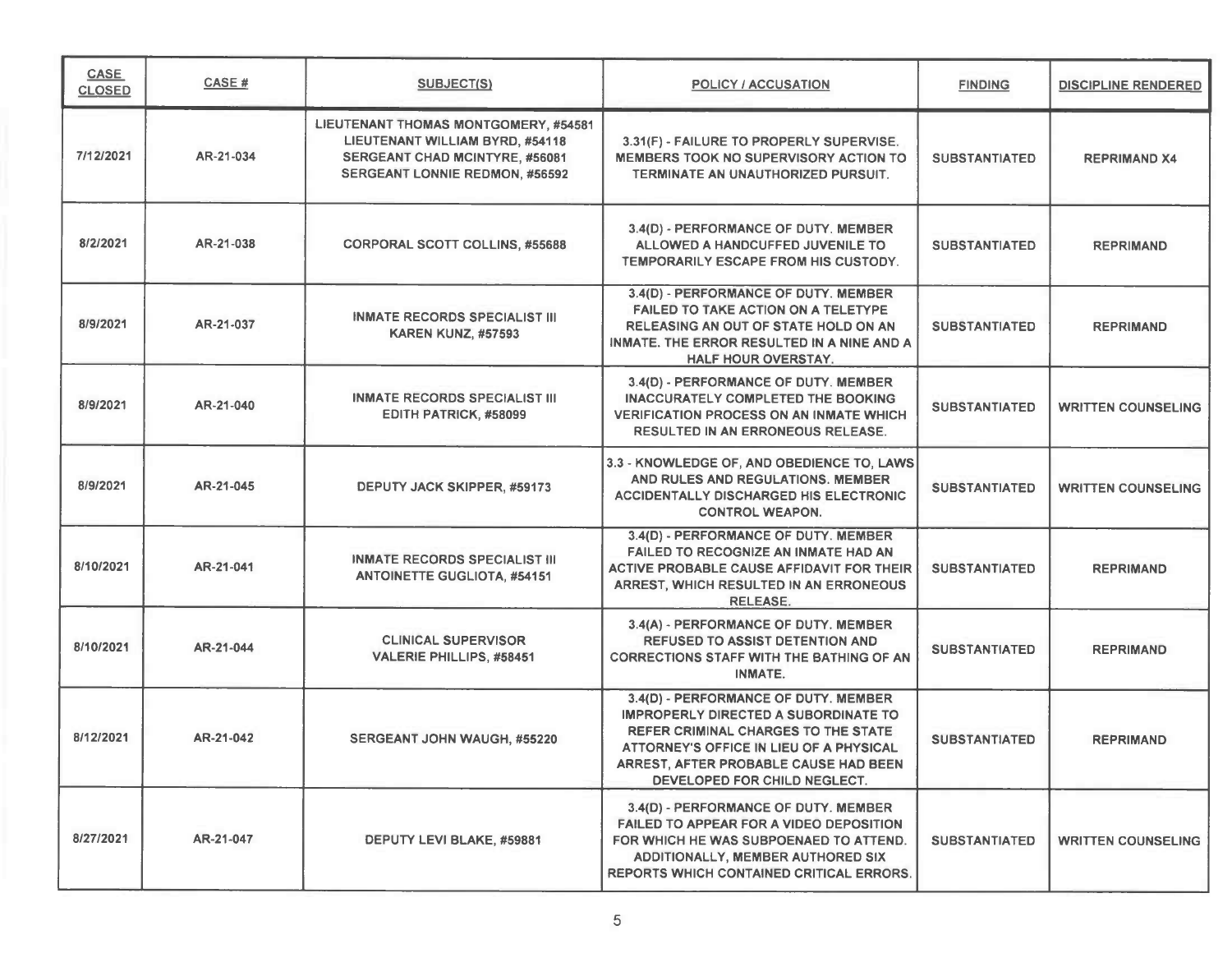| CASE CLOSED | CASE # | SUBJECT(S) | POLICY / ACCUSATION | FINDING | DISCIPLINE RENDERED |
|---|---|---|---|---|---|
| 7/12/2021 | AR-21-034 | LIEUTENANT THOMAS MONTGOMERY, #54581<br>LIEUTENANT WILLIAM BYRD, #54118<br>SERGEANT CHAD MCINTYRE, #56081<br>SERGEANT LONNIE REDMON, #56592 | 3.31(F) - FAILURE TO PROPERLY SUPERVISE. MEMBERS TOOK NO SUPERVISORY ACTION TO TERMINATE AN UNAUTHORIZED PURSUIT. | SUBSTANTIATED | REPRIMAND X4 |
| 8/2/2021 | AR-21-038 | CORPORAL SCOTT COLLINS, #55688 | 3.4(D) - PERFORMANCE OF DUTY. MEMBER ALLOWED A HANDCUFFED JUVENILE TO TEMPORARILY ESCAPE FROM HIS CUSTODY. | SUBSTANTIATED | REPRIMAND |
| 8/9/2021 | AR-21-037 | INMATE RECORDS SPECIALIST III<br>KAREN KUNZ, #57593 | 3.4(D) - PERFORMANCE OF DUTY. MEMBER FAILED TO TAKE ACTION ON A TELETYPE RELEASING AN OUT OF STATE HOLD ON AN INMATE. THE ERROR RESULTED IN A NINE AND A HALF HOUR OVERSTAY. | SUBSTANTIATED | REPRIMAND |
| 8/9/2021 | AR-21-040 | INMATE RECORDS SPECIALIST III<br>EDITH PATRICK, #58099 | 3.4(D) - PERFORMANCE OF DUTY. MEMBER INACCURATELY COMPLETED THE BOOKING VERIFICATION PROCESS ON AN INMATE WHICH RESULTED IN AN ERRONEOUS RELEASE. | SUBSTANTIATED | WRITTEN COUNSELING |
| 8/9/2021 | AR-21-045 | DEPUTY JACK SKIPPER, #59173 | 3.3 - KNOWLEDGE OF, AND OBEDIENCE TO, LAWS AND RULES AND REGULATIONS. MEMBER ACCIDENTALLY DISCHARGED HIS ELECTRONIC CONTROL WEAPON. | SUBSTANTIATED | WRITTEN COUNSELING |
| 8/10/2021 | AR-21-041 | INMATE RECORDS SPECIALIST III<br>ANTOINETTE GUGLIOTA, #54151 | 3.4(D) - PERFORMANCE OF DUTY. MEMBER FAILED TO RECOGNIZE AN INMATE HAD AN ACTIVE PROBABLE CAUSE AFFIDAVIT FOR THEIR ARREST, WHICH RESULTED IN AN ERRONEOUS RELEASE. | SUBSTANTIATED | REPRIMAND |
| 8/10/2021 | AR-21-044 | CLINICAL SUPERVISOR<br>VALERIE PHILLIPS, #58451 | 3.4(A) - PERFORMANCE OF DUTY. MEMBER REFUSED TO ASSIST DETENTION AND CORRECTIONS STAFF WITH THE BATHING OF AN INMATE. | SUBSTANTIATED | REPRIMAND |
| 8/12/2021 | AR-21-042 | SERGEANT JOHN WAUGH, #55220 | 3.4(D) - PERFORMANCE OF DUTY. MEMBER IMPROPERLY DIRECTED A SUBORDINATE TO REFER CRIMINAL CHARGES TO THE STATE ATTORNEY'S OFFICE IN LIEU OF A PHYSICAL ARREST, AFTER PROBABLE CAUSE HAD BEEN DEVELOPED FOR CHILD NEGLECT. | SUBSTANTIATED | REPRIMAND |
| 8/27/2021 | AR-21-047 | DEPUTY LEVI BLAKE, #59881 | 3.4(D) - PERFORMANCE OF DUTY. MEMBER FAILED TO APPEAR FOR A VIDEO DEPOSITION FOR WHICH HE WAS SUBPOENAED TO ATTEND. ADDITIONALLY, MEMBER AUTHORED SIX REPORTS WHICH CONTAINED CRITICAL ERRORS. | SUBSTANTIATED | WRITTEN COUNSELING |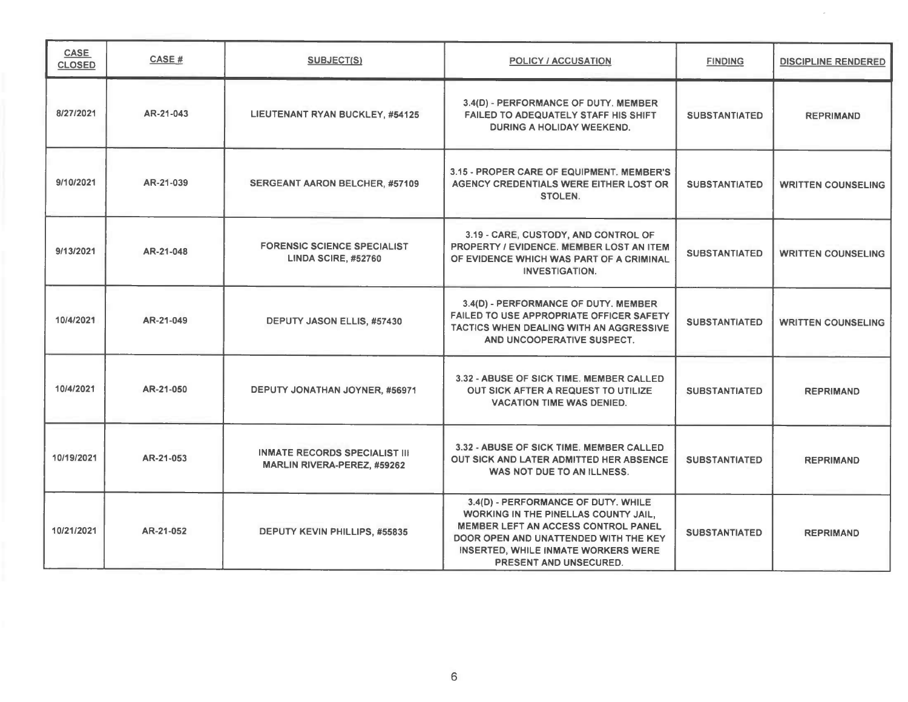| CASE CLOSED | CASE # | SUBJECT(S) | POLICY / ACCUSATION | FINDING | DISCIPLINE RENDERED |
|---|---|---|---|---|---|
| 8/27/2021 | AR-21-043 | LIEUTENANT RYAN BUCKLEY, #54125 | 3.4(D) - PERFORMANCE OF DUTY. MEMBER FAILED TO ADEQUATELY STAFF HIS SHIFT DURING A HOLIDAY WEEKEND. | SUBSTANTIATED | REPRIMAND |
| 9/10/2021 | AR-21-039 | SERGEANT AARON BELCHER, #57109 | 3.15 - PROPER CARE OF EQUIPMENT. MEMBER'S AGENCY CREDENTIALS WERE EITHER LOST OR STOLEN. | SUBSTANTIATED | WRITTEN COUNSELING |
| 9/13/2021 | AR-21-048 | FORENSIC SCIENCE SPECIALIST LINDA SCIRE, #52760 | 3.19 - CARE, CUSTODY, AND CONTROL OF PROPERTY / EVIDENCE. MEMBER LOST AN ITEM OF EVIDENCE WHICH WAS PART OF A CRIMINAL INVESTIGATION. | SUBSTANTIATED | WRITTEN COUNSELING |
| 10/4/2021 | AR-21-049 | DEPUTY JASON ELLIS, #57430 | 3.4(D) - PERFORMANCE OF DUTY. MEMBER FAILED TO USE APPROPRIATE OFFICER SAFETY TACTICS WHEN DEALING WITH AN AGGRESSIVE AND UNCOOPERATIVE SUSPECT. | SUBSTANTIATED | WRITTEN COUNSELING |
| 10/4/2021 | AR-21-050 | DEPUTY JONATHAN JOYNER, #56971 | 3.32 - ABUSE OF SICK TIME. MEMBER CALLED OUT SICK AFTER A REQUEST TO UTILIZE VACATION TIME WAS DENIED. | SUBSTANTIATED | REPRIMAND |
| 10/19/2021 | AR-21-053 | INMATE RECORDS SPECIALIST III MARLIN RIVERA-PEREZ, #59262 | 3.32 - ABUSE OF SICK TIME. MEMBER CALLED OUT SICK AND LATER ADMITTED HER ABSENCE WAS NOT DUE TO AN ILLNESS. | SUBSTANTIATED | REPRIMAND |
| 10/21/2021 | AR-21-052 | DEPUTY KEVIN PHILLIPS, #55835 | 3.4(D) - PERFORMANCE OF DUTY. WHILE WORKING IN THE PINELLAS COUNTY JAIL, MEMBER LEFT AN ACCESS CONTROL PANEL DOOR OPEN AND UNATTENDED WITH THE KEY INSERTED, WHILE INMATE WORKERS WERE PRESENT AND UNSECURED. | SUBSTANTIATED | REPRIMAND |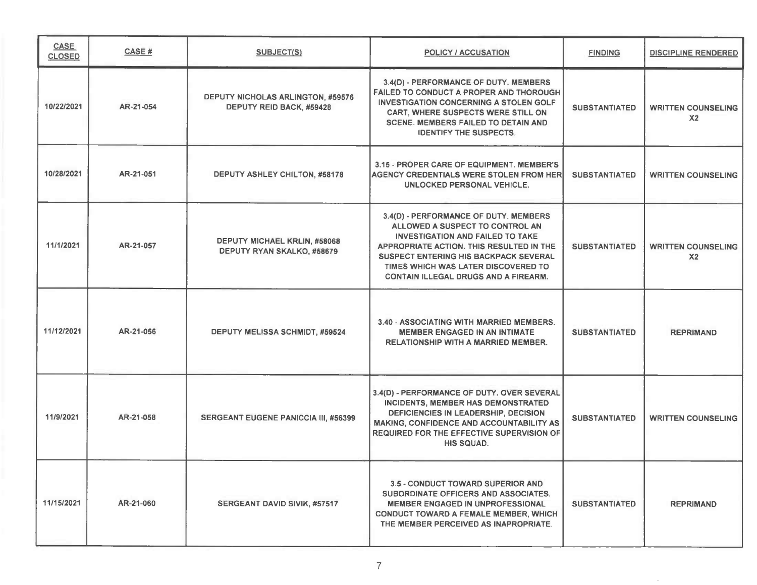| CASE CLOSED | CASE # | SUBJECT(S) | POLICY / ACCUSATION | FINDING | DISCIPLINE RENDERED |
|---|---|---|---|---|---|
| 10/22/2021 | AR-21-054 | DEPUTY NICHOLAS ARLINGTON, #59576<br>DEPUTY REID BACK, #59428 | 3.4(D) - PERFORMANCE OF DUTY. MEMBERS FAILED TO CONDUCT A PROPER AND THOROUGH INVESTIGATION CONCERNING A STOLEN GOLF CART, WHERE SUSPECTS WERE STILL ON SCENE. MEMBERS FAILED TO DETAIN AND IDENTIFY THE SUSPECTS. | SUBSTANTIATED | WRITTEN COUNSELING X2 |
| 10/28/2021 | AR-21-051 | DEPUTY ASHLEY CHILTON, #58178 | 3.15 - PROPER CARE OF EQUIPMENT. MEMBER'S AGENCY CREDENTIALS WERE STOLEN FROM HER UNLOCKED PERSONAL VEHICLE. | SUBSTANTIATED | WRITTEN COUNSELING |
| 11/1/2021 | AR-21-057 | DEPUTY MICHAEL KRLIN, #58068<br>DEPUTY RYAN SKALKO, #58679 | 3.4(D) - PERFORMANCE OF DUTY. MEMBERS ALLOWED A SUSPECT TO CONTROL AN INVESTIGATION AND FAILED TO TAKE APPROPRIATE ACTION. THIS RESULTED IN THE SUSPECT ENTERING HIS BACKPACK SEVERAL TIMES WHICH WAS LATER DISCOVERED TO CONTAIN ILLEGAL DRUGS AND A FIREARM. | SUBSTANTIATED | WRITTEN COUNSELING X2 |
| 11/12/2021 | AR-21-056 | DEPUTY MELISSA SCHMIDT, #59524 | 3.40 - ASSOCIATING WITH MARRIED MEMBERS. MEMBER ENGAGED IN AN INTIMATE RELATIONSHIP WITH A MARRIED MEMBER. | SUBSTANTIATED | REPRIMAND |
| 11/9/2021 | AR-21-058 | SERGEANT EUGENE PANICCIA III, #56399 | 3.4(D) - PERFORMANCE OF DUTY. OVER SEVERAL INCIDENTS, MEMBER HAS DEMONSTRATED DEFICIENCIES IN LEADERSHIP, DECISION MAKING, CONFIDENCE AND ACCOUNTABILITY AS REQUIRED FOR THE EFFECTIVE SUPERVISION OF HIS SQUAD. | SUBSTANTIATED | WRITTEN COUNSELING |
| 11/15/2021 | AR-21-060 | SERGEANT DAVID SIVIK, #57517 | 3.5 - CONDUCT TOWARD SUPERIOR AND SUBORDINATE OFFICERS AND ASSOCIATES. MEMBER ENGAGED IN UNPROFESSIONAL CONDUCT TOWARD A FEMALE MEMBER, WHICH THE MEMBER PERCEIVED AS INAPROPRIATE. | SUBSTANTIATED | REPRIMAND |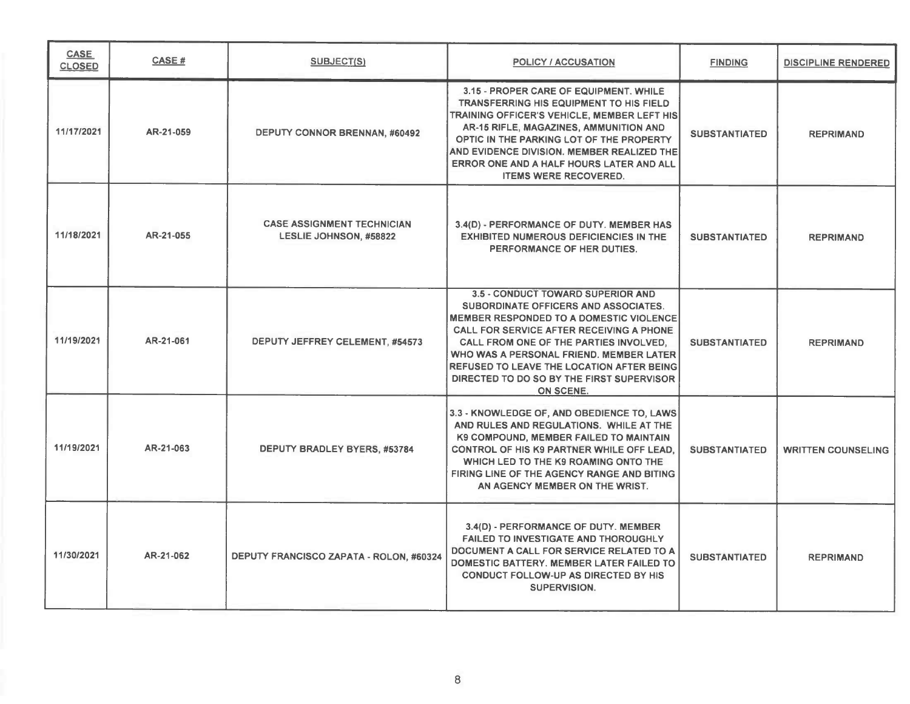| CASE CLOSED | CASE # | SUBJECT(S) | POLICY / ACCUSATION | FINDING | DISCIPLINE RENDERED |
|---|---|---|---|---|---|
| 11/17/2021 | AR-21-059 | DEPUTY CONNOR BRENNAN, #60492 | 3.15 - PROPER CARE OF EQUIPMENT. WHILE TRANSFERRING HIS EQUIPMENT TO HIS FIELD TRAINING OFFICER'S VEHICLE, MEMBER LEFT HIS AR-15 RIFLE, MAGAZINES, AMMUNITION AND OPTIC IN THE PARKING LOT OF THE PROPERTY AND EVIDENCE DIVISION. MEMBER REALIZED THE ERROR ONE AND A HALF HOURS LATER AND ALL ITEMS WERE RECOVERED. | SUBSTANTIATED | REPRIMAND |
| 11/18/2021 | AR-21-055 | CASE ASSIGNMENT TECHNICIAN LESLIE JOHNSON, #58822 | 3.4(D) - PERFORMANCE OF DUTY. MEMBER HAS EXHIBITED NUMEROUS DEFICIENCIES IN THE PERFORMANCE OF HER DUTIES. | SUBSTANTIATED | REPRIMAND |
| 11/19/2021 | AR-21-061 | DEPUTY JEFFREY CELEMENT, #54573 | 3.5 - CONDUCT TOWARD SUPERIOR AND SUBORDINATE OFFICERS AND ASSOCIATES. MEMBER RESPONDED TO A DOMESTIC VIOLENCE CALL FOR SERVICE AFTER RECEIVING A PHONE CALL FROM ONE OF THE PARTIES INVOLVED, WHO WAS A PERSONAL FRIEND. MEMBER LATER REFUSED TO LEAVE THE LOCATION AFTER BEING DIRECTED TO DO SO BY THE FIRST SUPERVISOR ON SCENE. | SUBSTANTIATED | REPRIMAND |
| 11/19/2021 | AR-21-063 | DEPUTY BRADLEY BYERS, #53784 | 3.3 - KNOWLEDGE OF, AND OBEDIENCE TO, LAWS AND RULES AND REGULATIONS. WHILE AT THE K9 COMPOUND, MEMBER FAILED TO MAINTAIN CONTROL OF HIS K9 PARTNER WHILE OFF LEAD, WHICH LED TO THE K9 ROAMING ONTO THE FIRING LINE OF THE AGENCY RANGE AND BITING AN AGENCY MEMBER ON THE WRIST. | SUBSTANTIATED | WRITTEN COUNSELING |
| 11/30/2021 | AR-21-062 | DEPUTY FRANCISCO ZAPATA - ROLON, #60324 | 3.4(D) - PERFORMANCE OF DUTY. MEMBER FAILED TO INVESTIGATE AND THOROUGHLY DOCUMENT A CALL FOR SERVICE RELATED TO A DOMESTIC BATTERY. MEMBER LATER FAILED TO CONDUCT FOLLOW-UP AS DIRECTED BY HIS SUPERVISION. | SUBSTANTIATED | REPRIMAND |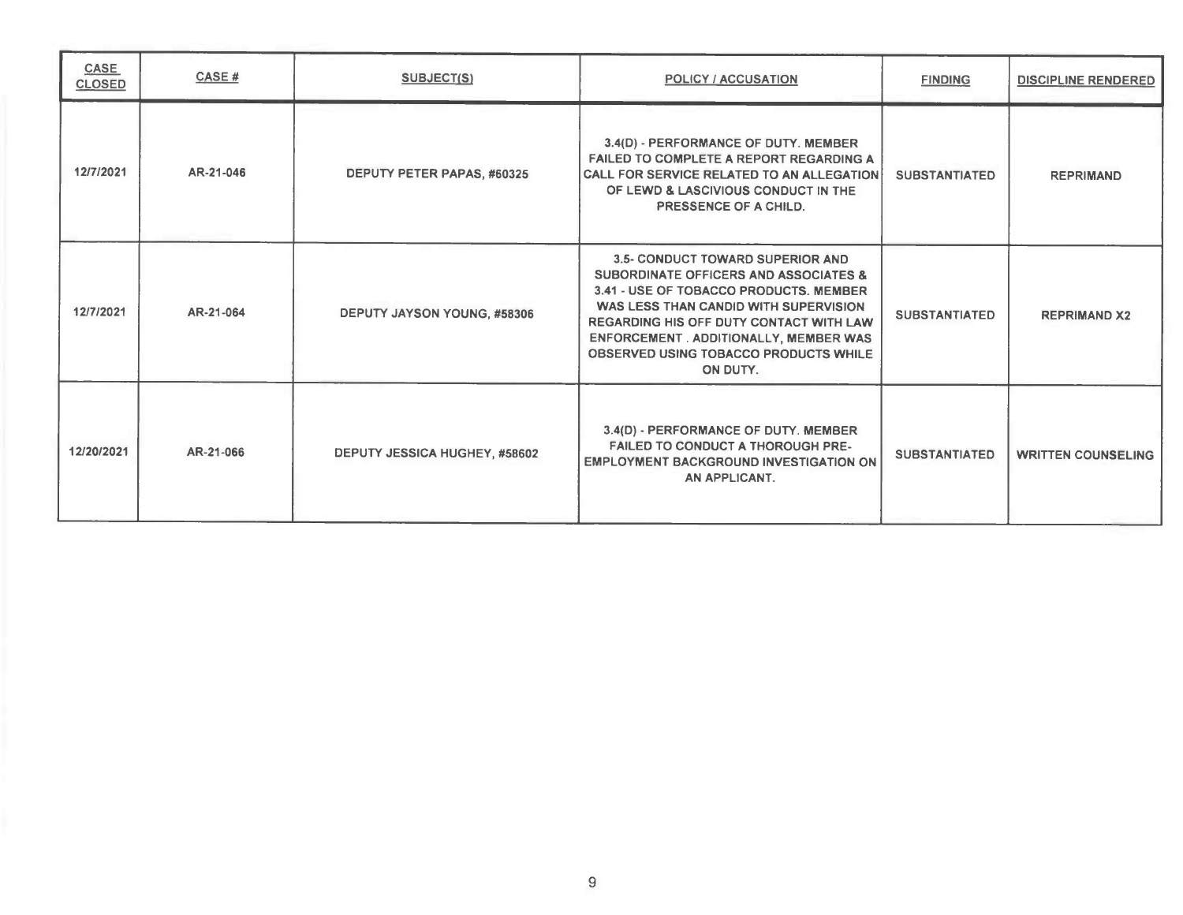| CASE CLOSED | CASE # | SUBJECT(S) | POLICY / ACCUSATION | FINDING | DISCIPLINE RENDERED |
|---|---|---|---|---|---|
| 12/7/2021 | AR-21-046 | DEPUTY PETER PAPAS, #60325 | 3.4(D) - PERFORMANCE OF DUTY. MEMBER FAILED TO COMPLETE A REPORT REGARDING A CALL FOR SERVICE RELATED TO AN ALLEGATION OF LEWD & LASCIVIOUS CONDUCT IN THE PRESSENCE OF A CHILD. | SUBSTANTIATED | REPRIMAND |
| 12/7/2021 | AR-21-064 | DEPUTY JAYSON YOUNG, #58306 | 3.5- CONDUCT TOWARD SUPERIOR AND SUBORDINATE OFFICERS AND ASSOCIATES & 3.41 - USE OF TOBACCO PRODUCTS. MEMBER WAS LESS THAN CANDID WITH SUPERVISION REGARDING HIS OFF DUTY CONTACT WITH LAW ENFORCEMENT . ADDITIONALLY, MEMBER WAS OBSERVED USING TOBACCO PRODUCTS WHILE ON DUTY. | SUBSTANTIATED | REPRIMAND X2 |
| 12/20/2021 | AR-21-066 | DEPUTY JESSICA HUGHEY, #58602 | 3.4(D) - PERFORMANCE OF DUTY. MEMBER FAILED TO CONDUCT A THOROUGH PRE-EMPLOYMENT BACKGROUND INVESTIGATION ON AN APPLICANT. | SUBSTANTIATED | WRITTEN COUNSELING |